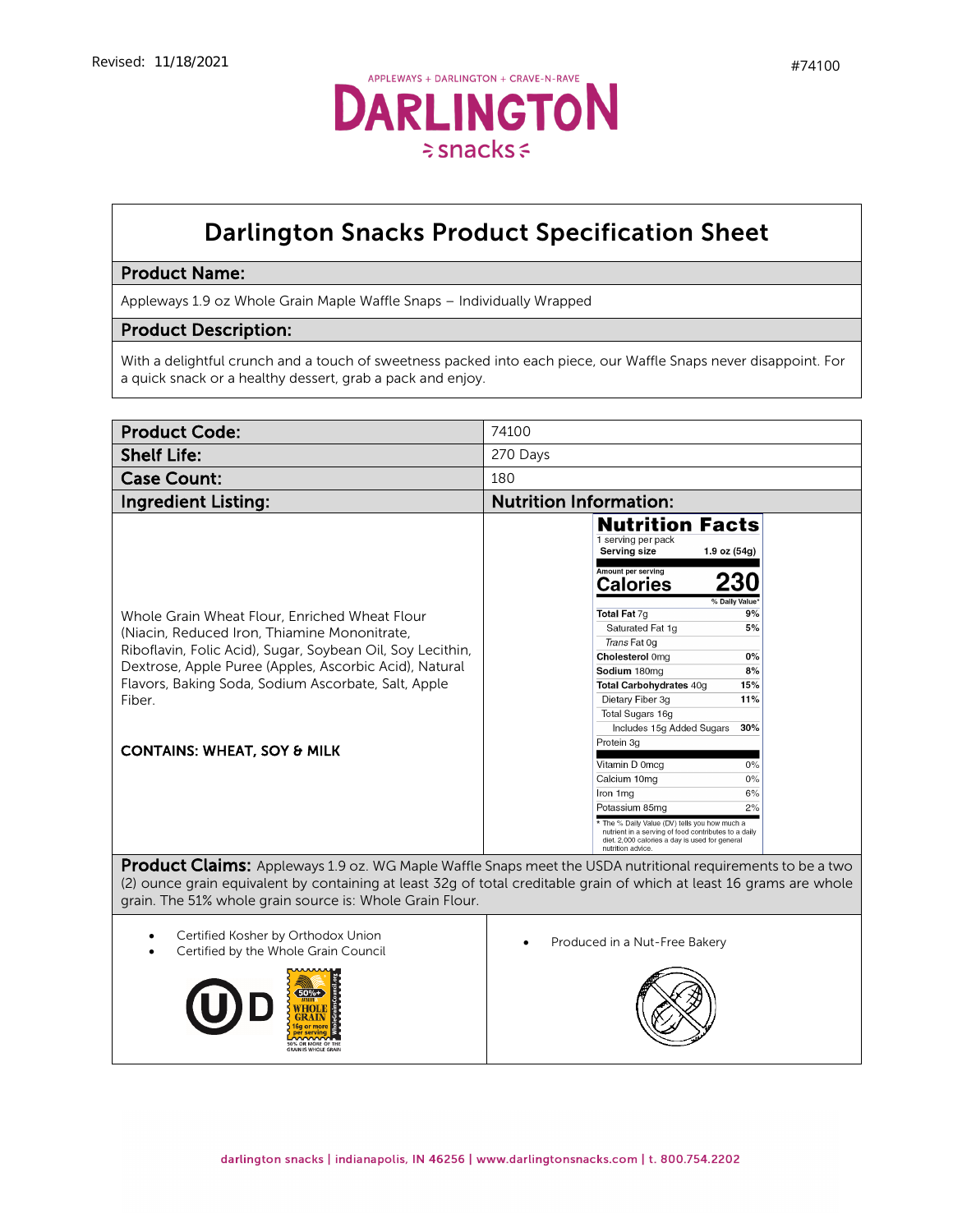Revised: 11/18/2021

#74100

APPLEWAYS + DARLINGTON + CRAVE-N-RAVE

DARLINGTON snacks

# Darlington Snacks Product Specification Sheet

## Product Name:

Appleways 1.9 oz Whole Grain Maple Waffle Snaps – Individually Wrapped

## Product Description:

With a delightful crunch and a touch of sweetness packed into each piece, our Waffle Snaps never disappoint. For a quick snack or a healthy dessert, grab a pack and enjoy.

| | |
|---|---|
| **Product Code:** | 74100 |
| **Shelf Life:** | 270 Days |
| **Case Count:** | 180 |

## Ingredient Listing:

Whole Grain Wheat Flour, Enriched Wheat Flour (Niacin, Reduced Iron, Thiamine Mononitrate, Riboflavin, Folic Acid), Sugar, Soybean Oil, Soy Lecithin, Dextrose, Apple Puree (Apples, Ascorbic Acid), Natural Flavors, Baking Soda, Sodium Ascorbate, Salt, Apple Fiber.

**CONTAINS: WHEAT, SOY & MILK**

## Nutrition Information:

**Nutrition Facts**

1 serving per pack
**Serving size** 1.9 oz (54g)

Amount per serving
**Calories 230**

| | % Daily Value* |
|---|---|
| **Total Fat** 7g | **9%** |
| Saturated Fat 1g | **5%** |
| *Trans* Fat 0g | |
| **Cholesterol** 0mg | **0%** |
| **Sodium** 180mg | **8%** |
| **Total Carbohydrates** 40g | **15%** |
| Dietary Fiber 3g | **11%** |
| Total Sugars 16g | |
| Includes 15g Added Sugars | **30%** |
| Protein 3g | |
| Vitamin D 0mcg | 0% |
| Calcium 10mg | 0% |
| Iron 1mg | 6% |
| Potassium 85mg | 2% |

* The % Daily Value (DV) tells you how much a nutrient in a serving of food contributes to a daily diet. 2,000 calories a day is used for general nutrition advice.

**Product Claims:** Appleways 1.9 oz. WG Maple Waffle Snaps meet the USDA nutritional requirements to be a two (2) ounce grain equivalent by containing at least 32g of total creditable grain of which at least 16 grams are whole grain. The 51% whole grain source is: Whole Grain Flour.

- Certified Kosher by Orthodox Union
- Certified by the Whole Grain Council

- Produced in a Nut-Free Bakery

darlington snacks | indianapolis, IN 46256 | www.darlingtonsnacks.com | t. 800.754.2202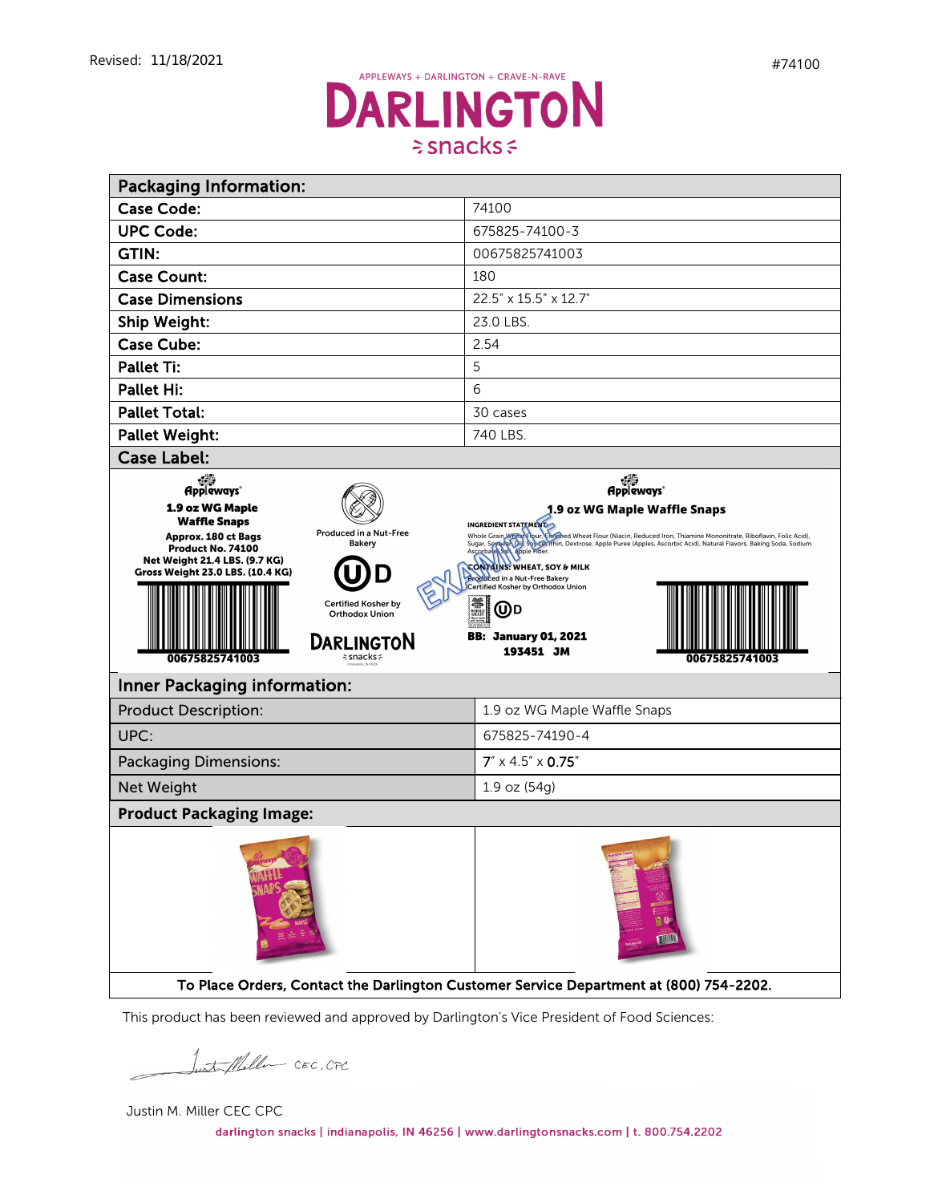Revised: 11/18/2021

#74100

APPLEWAYS + DARLINGTON + CRAVE-N-RAVE

# DARLINGTON snacks

| Packaging Information: | |
|---|---|
| **Case Code:** | 74100 |
| **UPC Code:** | 675825-74100-3 |
| **GTIN:** | 00675825741003 |
| **Case Count:** | 180 |
| **Case Dimensions** | 22.5" x 15.5" x 12.7" |
| **Ship Weight:** | 23.0 LBS. |
| **Case Cube:** | 2.54 |
| **Pallet Ti:** | 5 |
| **Pallet Hi:** | 6 |
| **Pallet Total:** | 30 cases |
| **Pallet Weight:** | 740 LBS. |

**Case Label:**

Appleways

**1.9 oz WG Maple Waffle Snaps**

**Approx. 180 ct Bags**
**Product No. 74100**
**Net Weight 21.4 LBS. (9.7 KG)**
**Gross Weight 23.0 LBS. (10.4 KG)**

00675825741003

Produced in a Nut-Free Bakery

Certified Kosher by Orthodox Union

DARLINGTON snacks

Appleways

**1.9 oz WG Maple Waffle Snaps**

**INGREDIENT STATEMENT:** Whole Grain Wheat Flour, Enriched Wheat Flour (Niacin, Reduced Iron, Thiamine Mononitrate, Riboflavin, Folic Acid), Sugar, Soybean Oil, Soy Lecithin, Dextrose, Apple Puree (Apples, Ascorbic Acid), Natural Flavors, Baking Soda, Sodium Ascorbate, Salt, Apple Fiber.

**CONTAINS: WHEAT, SOY & MILK**
Produced in a Nut-Free Bakery
Certified Kosher by Orthodox Union

EXAMPLE

**BB: January 01, 2021**
**193451 JM**

00675825741003

| Inner Packaging information: | |
|---|---|
| Product Description: | 1.9 oz WG Maple Waffle Snaps |
| UPC: | 675825-74190-4 |
| Packaging Dimensions: | 7" x 4.5" x 0.75" |
| Net Weight | 1.9 oz (54g) |

**Product Packaging Image:**

**To Place Orders, Contact the Darlington Customer Service Department at (800) 754-2202.**

This product has been reviewed and approved by Darlington's Vice President of Food Sciences:

CEC, CPC

Justin M. Miller CEC CPC

darlington snacks | indianapolis, IN 46256 | www.darlingtonsnacks.com | t. 800.754.2202